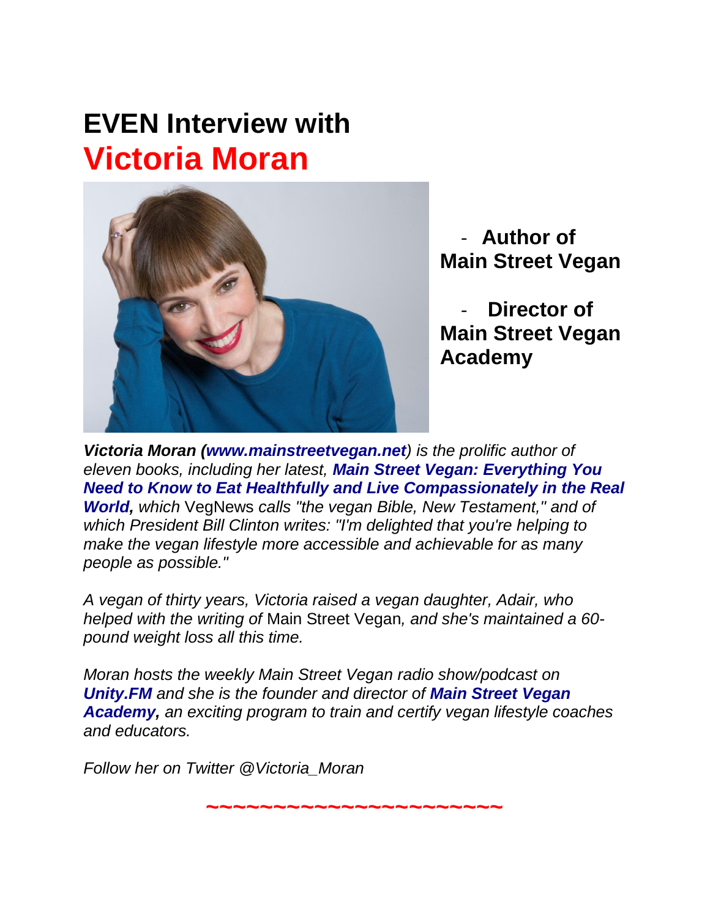# EVEN Interview with Victoria Moran

- **Author of Main Street Vegan**
- **Director of Main Street Vegan Academy**

***Victoria Moran (www.mainstreetvegan.net)*** *is the prolific author of eleven books, including her latest,* ***Main Street Vegan: Everything You Need to Know to Eat Healthfully and Live Compassionately in the Real World,*** *which* VegNews *calls "the vegan Bible, New Testament," and of which President Bill Clinton writes: "I'm delighted that you're helping to make the vegan lifestyle more accessible and achievable for as many people as possible."*

*A vegan of thirty years, Victoria raised a vegan daughter, Adair, who helped with the writing of* Main Street Vegan*, and she's maintained a 60-pound weight loss all this time.*

*Moran hosts the weekly Main Street Vegan radio show/podcast on* ***Unity.FM*** *and she is the founder and director of* ***Main Street Vegan Academy,*** *an exciting program to train and certify vegan lifestyle coaches and educators.*

*Follow her on Twitter @Victoria_Moran*

~~~~~~~~~~~~~~~~~~~~~~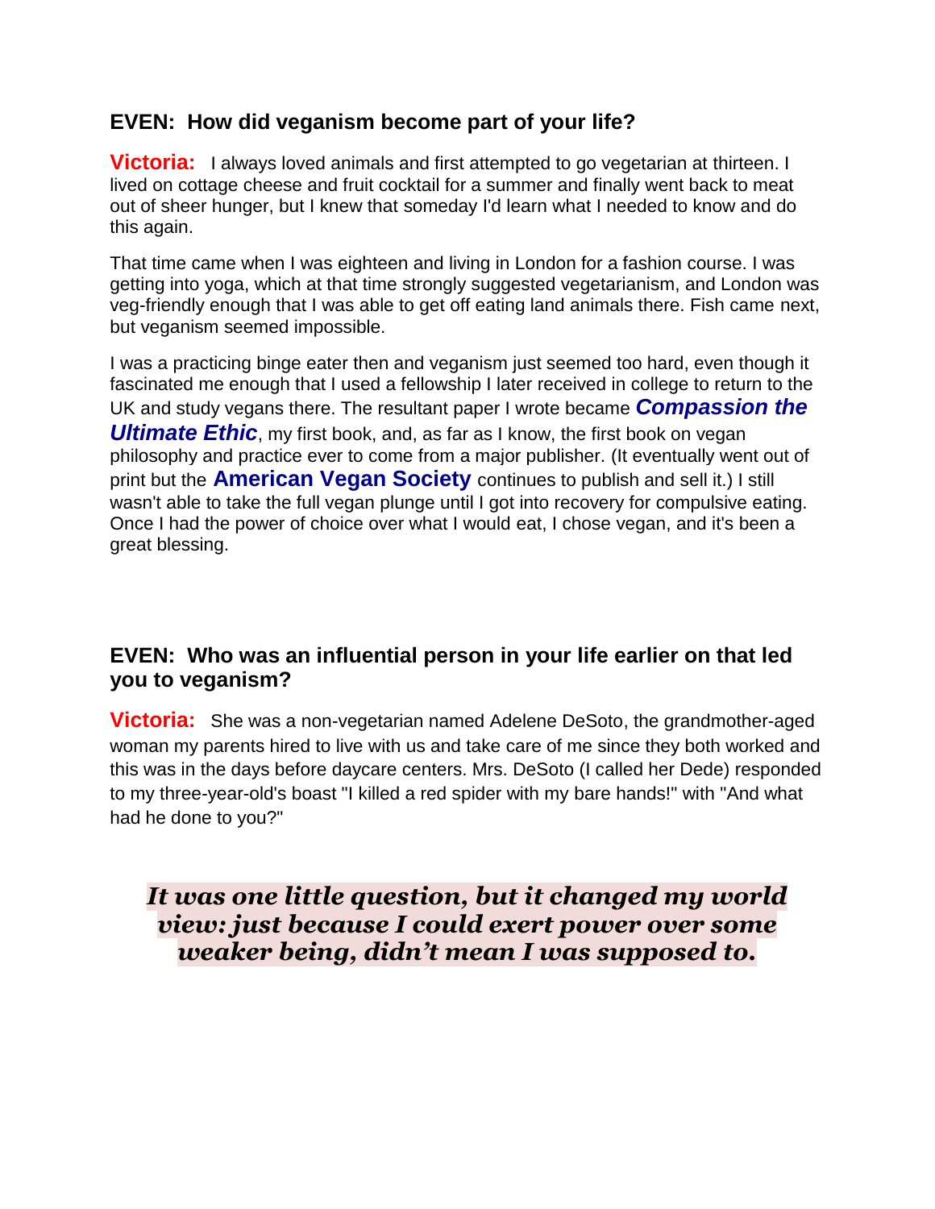**EVEN: How did veganism become part of your life?**

**Victoria:** I always loved animals and first attempted to go vegetarian at thirteen. I lived on cottage cheese and fruit cocktail for a summer and finally went back to meat out of sheer hunger, but I knew that someday I'd learn what I needed to know and do this again.

That time came when I was eighteen and living in London for a fashion course. I was getting into yoga, which at that time strongly suggested vegetarianism, and London was veg-friendly enough that I was able to get off eating land animals there. Fish came next, but veganism seemed impossible.

I was a practicing binge eater then and veganism just seemed too hard, even though it fascinated me enough that I used a fellowship I later received in college to return to the UK and study vegans there. The resultant paper I wrote became ***Compassion the Ultimate Ethic***, my first book, and, as far as I know, the first book on vegan philosophy and practice ever to come from a major publisher. (It eventually went out of print but the **American Vegan Society** continues to publish and sell it.) I still wasn't able to take the full vegan plunge until I got into recovery for compulsive eating. Once I had the power of choice over what I would eat, I chose vegan, and it's been a great blessing.

**EVEN: Who was an influential person in your life earlier on that led you to veganism?**

**Victoria:** She was a non-vegetarian named Adelene DeSoto, the grandmother-aged woman my parents hired to live with us and take care of me since they both worked and this was in the days before daycare centers. Mrs. DeSoto (I called her Dede) responded to my three-year-old's boast "I killed a red spider with my bare hands!" with "And what had he done to you?"

***It was one little question, but it changed my world view: just because I could exert power over some weaker being, didn't mean I was supposed to.***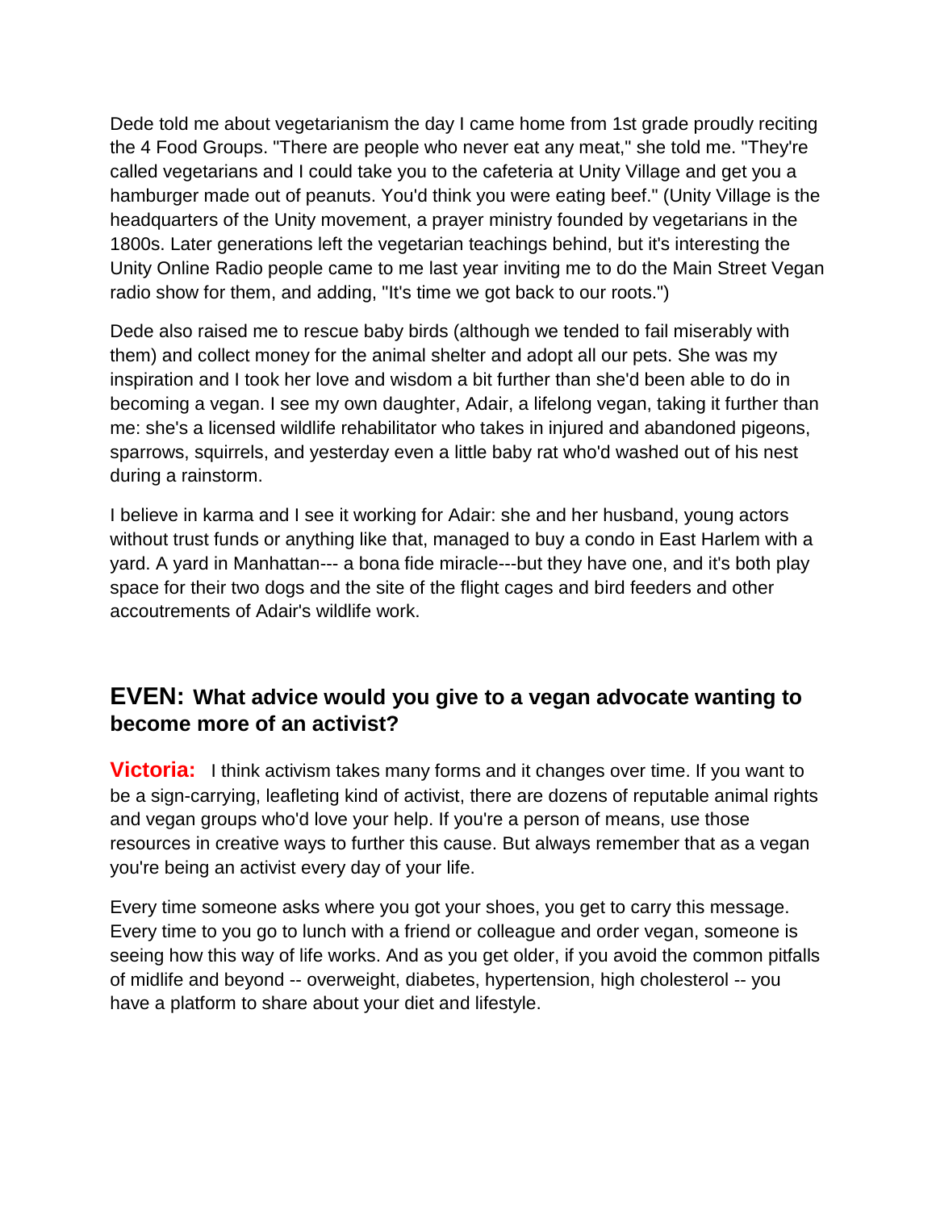Dede told me about vegetarianism the day I came home from 1st grade proudly reciting the 4 Food Groups. "There are people who never eat any meat," she told me. "They're called vegetarians and I could take you to the cafeteria at Unity Village and get you a hamburger made out of peanuts. You'd think you were eating beef." (Unity Village is the headquarters of the Unity movement, a prayer ministry founded by vegetarians in the 1800s. Later generations left the vegetarian teachings behind, but it's interesting the Unity Online Radio people came to me last year inviting me to do the Main Street Vegan radio show for them, and adding, "It's time we got back to our roots.")

Dede also raised me to rescue baby birds (although we tended to fail miserably with them) and collect money for the animal shelter and adopt all our pets. She was my inspiration and I took her love and wisdom a bit further than she'd been able to do in becoming a vegan. I see my own daughter, Adair, a lifelong vegan, taking it further than me: she's a licensed wildlife rehabilitator who takes in injured and abandoned pigeons, sparrows, squirrels, and yesterday even a little baby rat who'd washed out of his nest during a rainstorm.

I believe in karma and I see it working for Adair: she and her husband, young actors without trust funds or anything like that, managed to buy a condo in East Harlem with a yard. A yard in Manhattan--- a bona fide miracle---but they have one, and it's both play space for their two dogs and the site of the flight cages and bird feeders and other accoutrements of Adair's wildlife work.

## EVEN: What advice would you give to a vegan advocate wanting to become more of an activist?

**Victoria:** I think activism takes many forms and it changes over time. If you want to be a sign-carrying, leafleting kind of activist, there are dozens of reputable animal rights and vegan groups who'd love your help. If you're a person of means, use those resources in creative ways to further this cause. But always remember that as a vegan you're being an activist every day of your life.

Every time someone asks where you got your shoes, you get to carry this message. Every time to you go to lunch with a friend or colleague and order vegan, someone is seeing how this way of life works. And as you get older, if you avoid the common pitfalls of midlife and beyond -- overweight, diabetes, hypertension, high cholesterol -- you have a platform to share about your diet and lifestyle.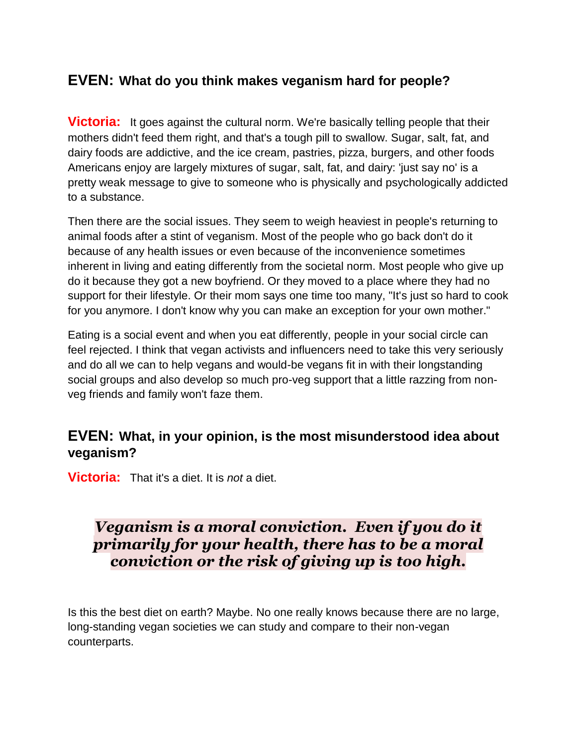## **EVEN:** What do you think makes veganism hard for people?

**Victoria:** It goes against the cultural norm. We're basically telling people that their mothers didn't feed them right, and that's a tough pill to swallow. Sugar, salt, fat, and dairy foods are addictive, and the ice cream, pastries, pizza, burgers, and other foods Americans enjoy are largely mixtures of sugar, salt, fat, and dairy: 'just say no' is a pretty weak message to give to someone who is physically and psychologically addicted to a substance.

Then there are the social issues. They seem to weigh heaviest in people's returning to animal foods after a stint of veganism. Most of the people who go back don't do it because of any health issues or even because of the inconvenience sometimes inherent in living and eating differently from the societal norm. Most people who give up do it because they got a new boyfriend. Or they moved to a place where they had no support for their lifestyle. Or their mom says one time too many, "It's just so hard to cook for you anymore. I don't know why you can make an exception for your own mother."

Eating is a social event and when you eat differently, people in your social circle can feel rejected. I think that vegan activists and influencers need to take this very seriously and do all we can to help vegans and would-be vegans fit in with their longstanding social groups and also develop so much pro-veg support that a little razzing from non-veg friends and family won't faze them.

## **EVEN:** What, in your opinion, is the most misunderstood idea about veganism?

**Victoria:** That it's a diet. It is *not* a diet.

> ***Veganism is a moral conviction. Even if you do it primarily for your health, there has to be a moral conviction or the risk of giving up is too high.***

Is this the best diet on earth? Maybe. No one really knows because there are no large, long-standing vegan societies we can study and compare to their non-vegan counterparts.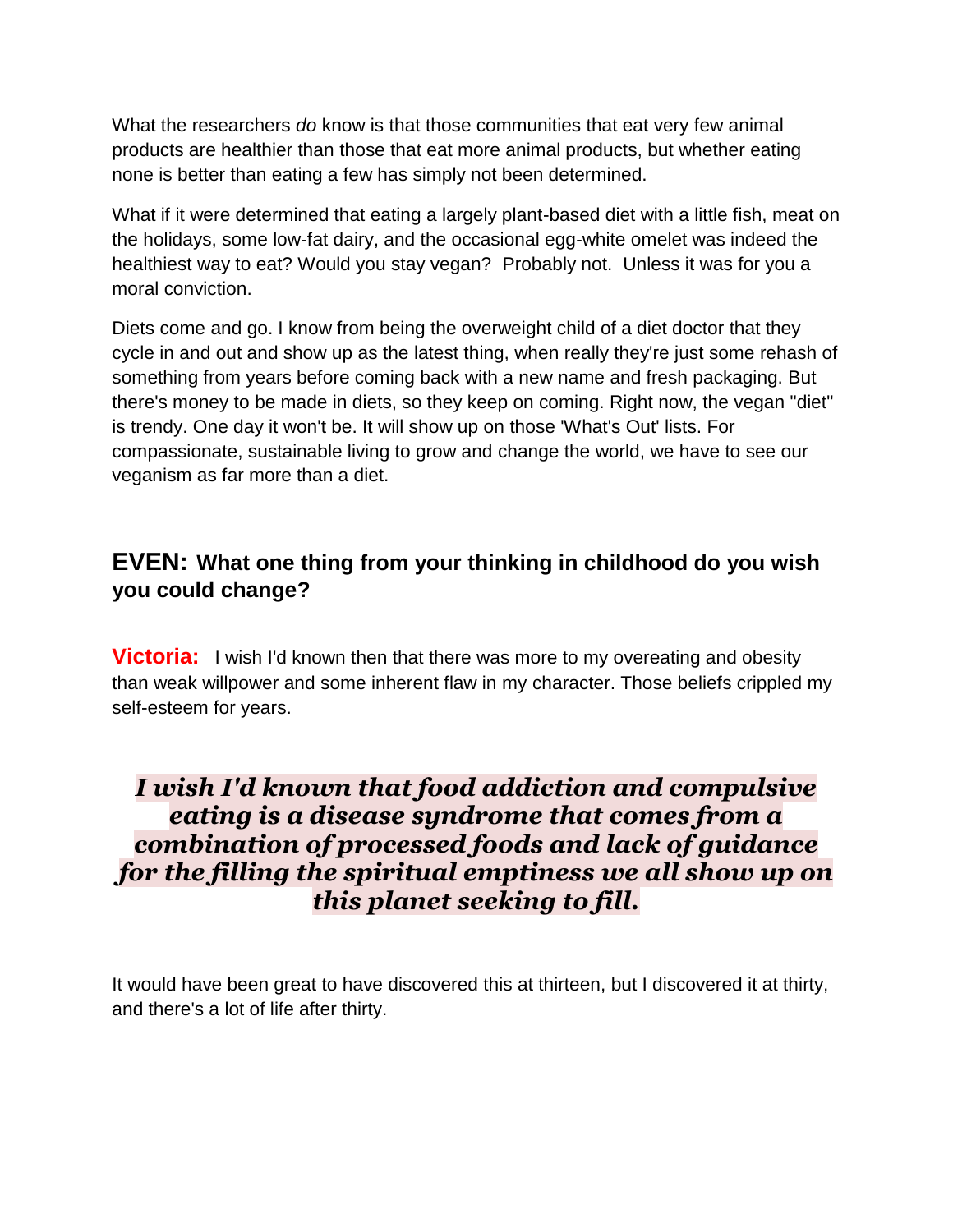What the researchers *do* know is that those communities that eat very few animal products are healthier than those that eat more animal products, but whether eating none is better than eating a few has simply not been determined.

What if it were determined that eating a largely plant-based diet with a little fish, meat on the holidays, some low-fat dairy, and the occasional egg-white omelet was indeed the healthiest way to eat? Would you stay vegan? Probably not. Unless it was for you a moral conviction.

Diets come and go. I know from being the overweight child of a diet doctor that they cycle in and out and show up as the latest thing, when really they're just some rehash of something from years before coming back with a new name and fresh packaging. But there's money to be made in diets, so they keep on coming. Right now, the vegan "diet" is trendy. One day it won't be. It will show up on those 'What's Out' lists. For compassionate, sustainable living to grow and change the world, we have to see our veganism as far more than a diet.

## EVEN: What one thing from your thinking in childhood do you wish you could change?

**Victoria:** I wish I'd known then that there was more to my overeating and obesity than weak willpower and some inherent flaw in my character. Those beliefs crippled my self-esteem for years.

> ***I wish I'd known that food addiction and compulsive eating is a disease syndrome that comes from a combination of processed foods and lack of guidance for the filling the spiritual emptiness we all show up on this planet seeking to fill.***

It would have been great to have discovered this at thirteen, but I discovered it at thirty, and there's a lot of life after thirty.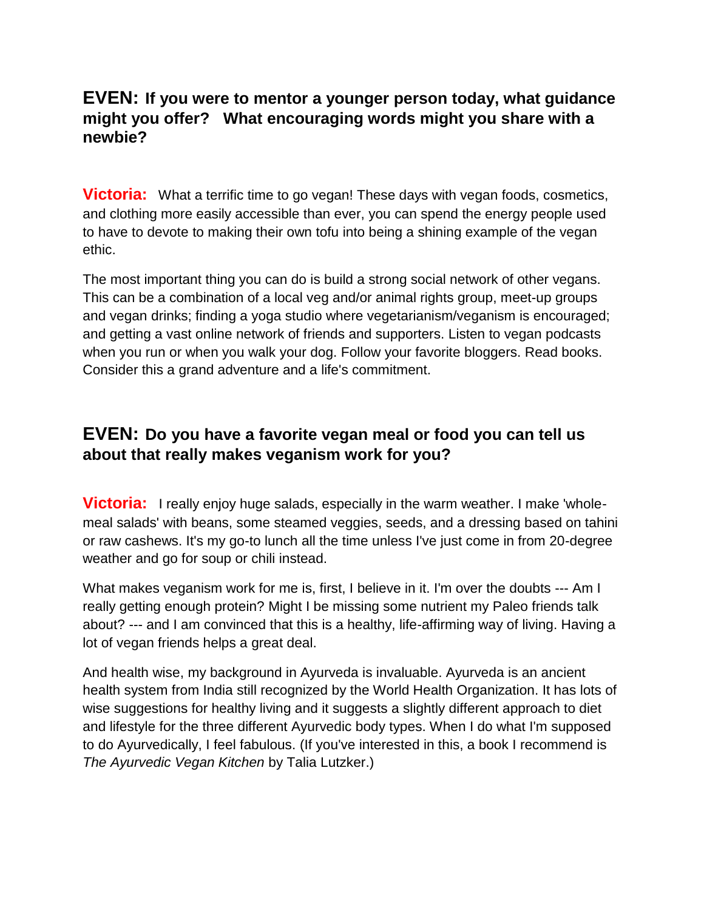## **EVEN:** If you were to mentor a younger person today, what guidance might you offer? What encouraging words might you share with a newbie?

**Victoria:** What a terrific time to go vegan! These days with vegan foods, cosmetics, and clothing more easily accessible than ever, you can spend the energy people used to have to devote to making their own tofu into being a shining example of the vegan ethic.

The most important thing you can do is build a strong social network of other vegans. This can be a combination of a local veg and/or animal rights group, meet-up groups and vegan drinks; finding a yoga studio where vegetarianism/veganism is encouraged; and getting a vast online network of friends and supporters. Listen to vegan podcasts when you run or when you walk your dog. Follow your favorite bloggers. Read books. Consider this a grand adventure and a life's commitment.

## **EVEN:** Do you have a favorite vegan meal or food you can tell us about that really makes veganism work for you?

**Victoria:** I really enjoy huge salads, especially in the warm weather. I make 'whole-meal salads' with beans, some steamed veggies, seeds, and a dressing based on tahini or raw cashews. It's my go-to lunch all the time unless I've just come in from 20-degree weather and go for soup or chili instead.

What makes veganism work for me is, first, I believe in it. I'm over the doubts --- Am I really getting enough protein? Might I be missing some nutrient my Paleo friends talk about? --- and I am convinced that this is a healthy, life-affirming way of living. Having a lot of vegan friends helps a great deal.

And health wise, my background in Ayurveda is invaluable. Ayurveda is an ancient health system from India still recognized by the World Health Organization. It has lots of wise suggestions for healthy living and it suggests a slightly different approach to diet and lifestyle for the three different Ayurvedic body types. When I do what I'm supposed to do Ayurvedically, I feel fabulous. (If you've interested in this, a book I recommend is *The Ayurvedic Vegan Kitchen* by Talia Lutzker.)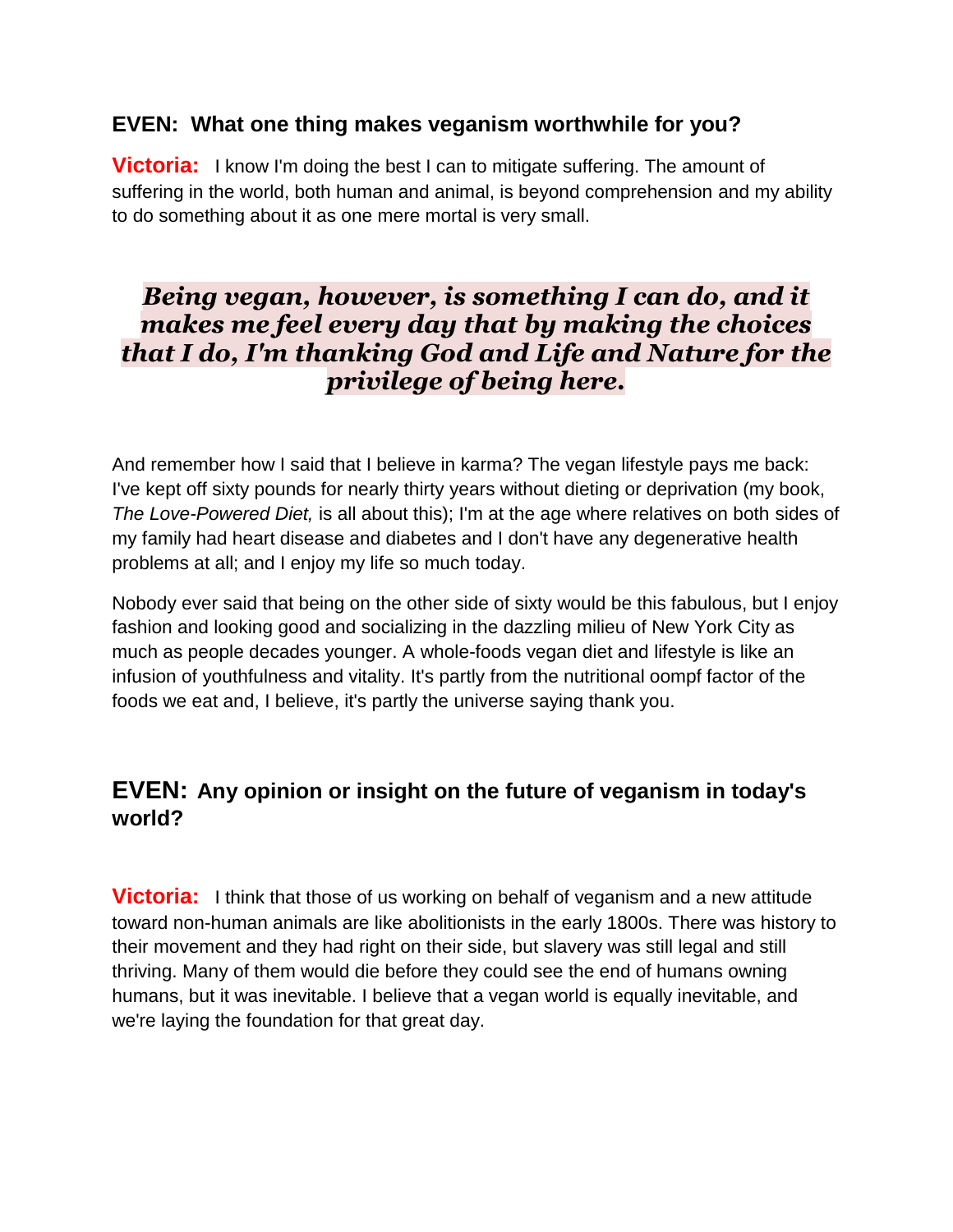### EVEN: What one thing makes veganism worthwhile for you?

**Victoria:** I know I'm doing the best I can to mitigate suffering. The amount of suffering in the world, both human and animal, is beyond comprehension and my ability to do something about it as one mere mortal is very small.

***Being vegan, however, is something I can do, and it makes me feel every day that by making the choices that I do, I'm thanking God and Life and Nature for the privilege of being here.***

And remember how I said that I believe in karma? The vegan lifestyle pays me back: I've kept off sixty pounds for nearly thirty years without dieting or deprivation (my book, *The Love-Powered Diet,* is all about this); I'm at the age where relatives on both sides of my family had heart disease and diabetes and I don't have any degenerative health problems at all; and I enjoy my life so much today.

Nobody ever said that being on the other side of sixty would be this fabulous, but I enjoy fashion and looking good and socializing in the dazzling milieu of New York City as much as people decades younger. A whole-foods vegan diet and lifestyle is like an infusion of youthfulness and vitality. It's partly from the nutritional oompf factor of the foods we eat and, I believe, it's partly the universe saying thank you.

### EVEN: Any opinion or insight on the future of veganism in today's world?

**Victoria:** I think that those of us working on behalf of veganism and a new attitude toward non-human animals are like abolitionists in the early 1800s. There was history to their movement and they had right on their side, but slavery was still legal and still thriving. Many of them would die before they could see the end of humans owning humans, but it was inevitable. I believe that a vegan world is equally inevitable, and we're laying the foundation for that great day.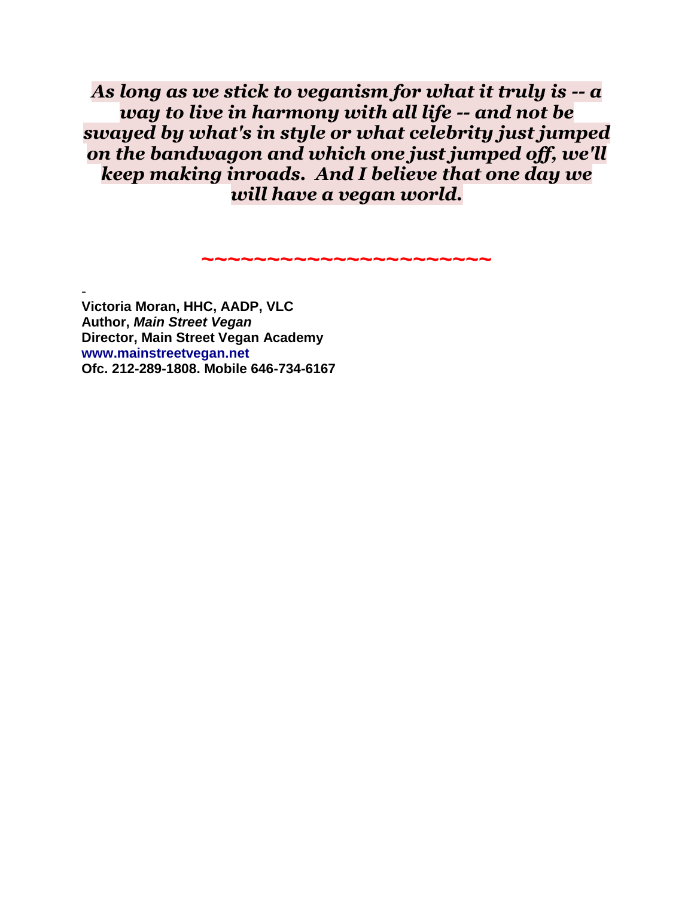***As long as we stick to veganism for what it truly is -- a way to live in harmony with all life -- and not be swayed by what's in style or what celebrity just jumped on the bandwagon and which one just jumped off, we'll keep making inroads. And I believe that one day we will have a vegan world.***

~~~~~~~~~~~~~~~~~~~~~

-

**Victoria Moran, HHC, AADP, VLC**
**Author, *Main Street Vegan***
**Director, Main Street Vegan Academy**
**www.mainstreetvegan.net**
**Ofc. 212-289-1808. Mobile 646-734-6167**